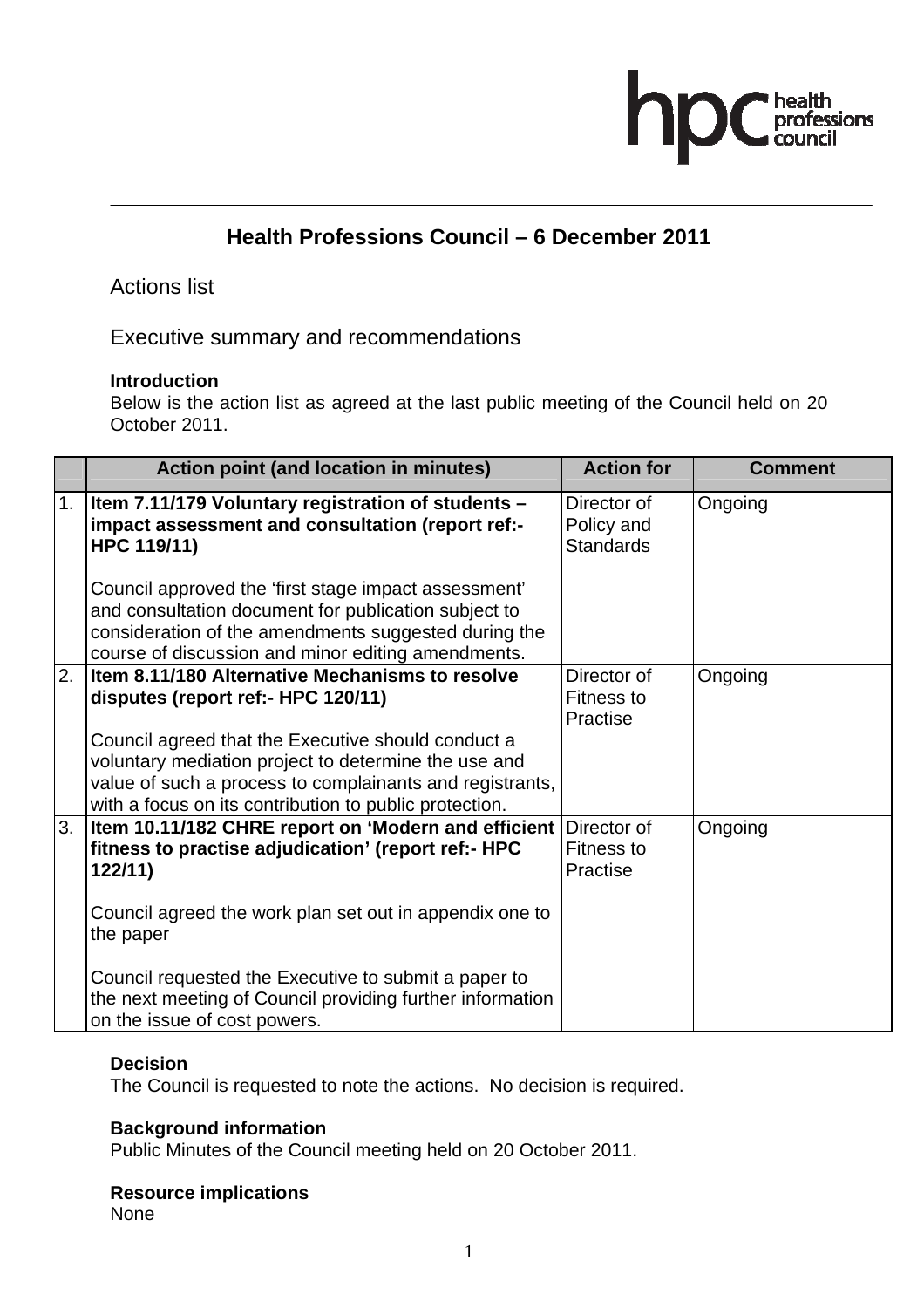## Health Professions Council – 6 December 2011

Actions list

Executive summary and recommendations

**Introduction**
Below is the action list as agreed at the last public meeting of the Council held on 20 October 2011.

| | Action point (and location in minutes) | Action for | Comment |
|---|---|---|---|
| 1. | **Item 7.11/179 Voluntary registration of students – impact assessment and consultation (report ref:- HPC 119/11)**<br><br>Council approved the 'first stage impact assessment' and consultation document for publication subject to consideration of the amendments suggested during the course of discussion and minor editing amendments. | Director of Policy and Standards | Ongoing |
| 2. | **Item 8.11/180 Alternative Mechanisms to resolve disputes (report ref:- HPC 120/11)**<br><br>Council agreed that the Executive should conduct a voluntary mediation project to determine the use and value of such a process to complainants and registrants, with a focus on its contribution to public protection. | Director of Fitness to Practise | Ongoing |
| 3. | **Item 10.11/182 CHRE report on 'Modern and efficient fitness to practise adjudication' (report ref:- HPC 122/11)**<br><br>Council agreed the work plan set out in appendix one to the paper<br><br>Council requested the Executive to submit a paper to the next meeting of Council providing further information on the issue of cost powers. | Director of Fitness to Practise | Ongoing |

**Decision**
The Council is requested to note the actions. No decision is required.

**Background information**
Public Minutes of the Council meeting held on 20 October 2011.

**Resource implications**
None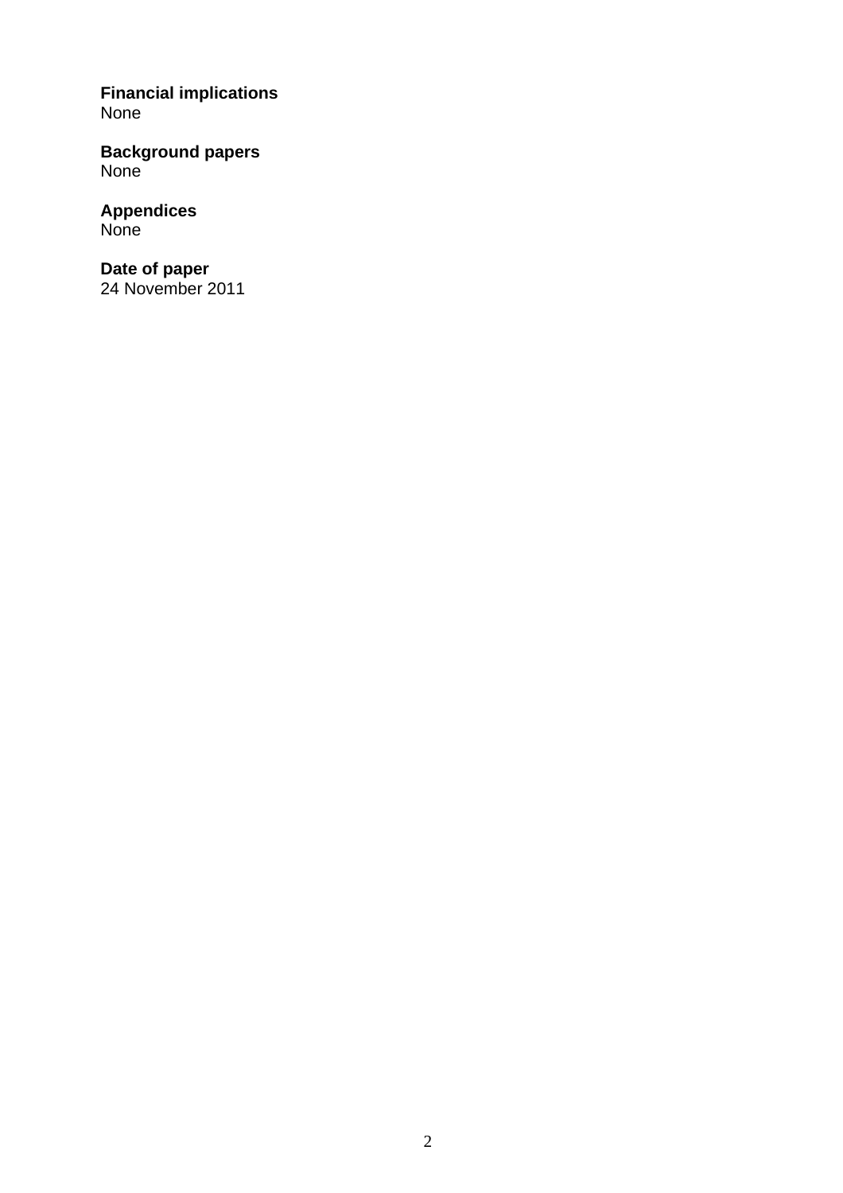**Financial implications**
None

**Background papers**
None

**Appendices**
None

**Date of paper**
24 November 2011